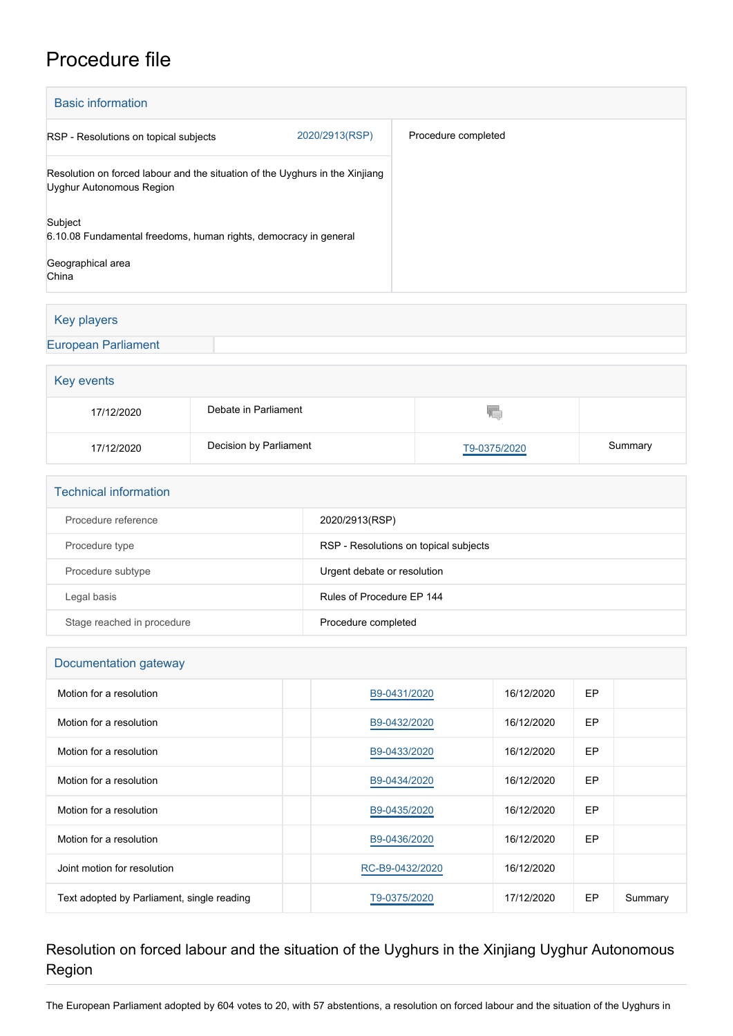# Procedure file

## Basic information

| | | |
|---|---|---|
| RSP - Resolutions on topical subjects | 2020/2913(RSP) | Procedure completed |
| Resolution on forced labour and the situation of the Uyghurs in the Xinjiang Uyghur Autonomous Region<br><br>Subject<br>6.10.08 Fundamental freedoms, human rights, democracy in general<br><br>Geographical area<br>China | | |

## Key players

| | |
|---|---|
| European Parliament | |

## Key events

| | | | |
|---|---|---|---|
| 17/12/2020 | Debate in Parliament | | |
| 17/12/2020 | Decision by Parliament | T9-0375/2020 | Summary |

## Technical information

| | |
|---|---|
| Procedure reference | 2020/2913(RSP) |
| Procedure type | RSP - Resolutions on topical subjects |
| Procedure subtype | Urgent debate or resolution |
| Legal basis | Rules of Procedure EP 144 |
| Stage reached in procedure | Procedure completed |

## Documentation gateway

| | | | | | |
|---|---|---|---|---|---|
| Motion for a resolution | | B9-0431/2020 | 16/12/2020 | EP | |
| Motion for a resolution | | B9-0432/2020 | 16/12/2020 | EP | |
| Motion for a resolution | | B9-0433/2020 | 16/12/2020 | EP | |
| Motion for a resolution | | B9-0434/2020 | 16/12/2020 | EP | |
| Motion for a resolution | | B9-0435/2020 | 16/12/2020 | EP | |
| Motion for a resolution | | B9-0436/2020 | 16/12/2020 | EP | |
| Joint motion for resolution | | RC-B9-0432/2020 | 16/12/2020 | | |
| Text adopted by Parliament, single reading | | T9-0375/2020 | 17/12/2020 | EP | Summary |

## Resolution on forced labour and the situation of the Uyghurs in the Xinjiang Uyghur Autonomous Region

The European Parliament adopted by 604 votes to 20, with 57 abstentions, a resolution on forced labour and the situation of the Uyghurs in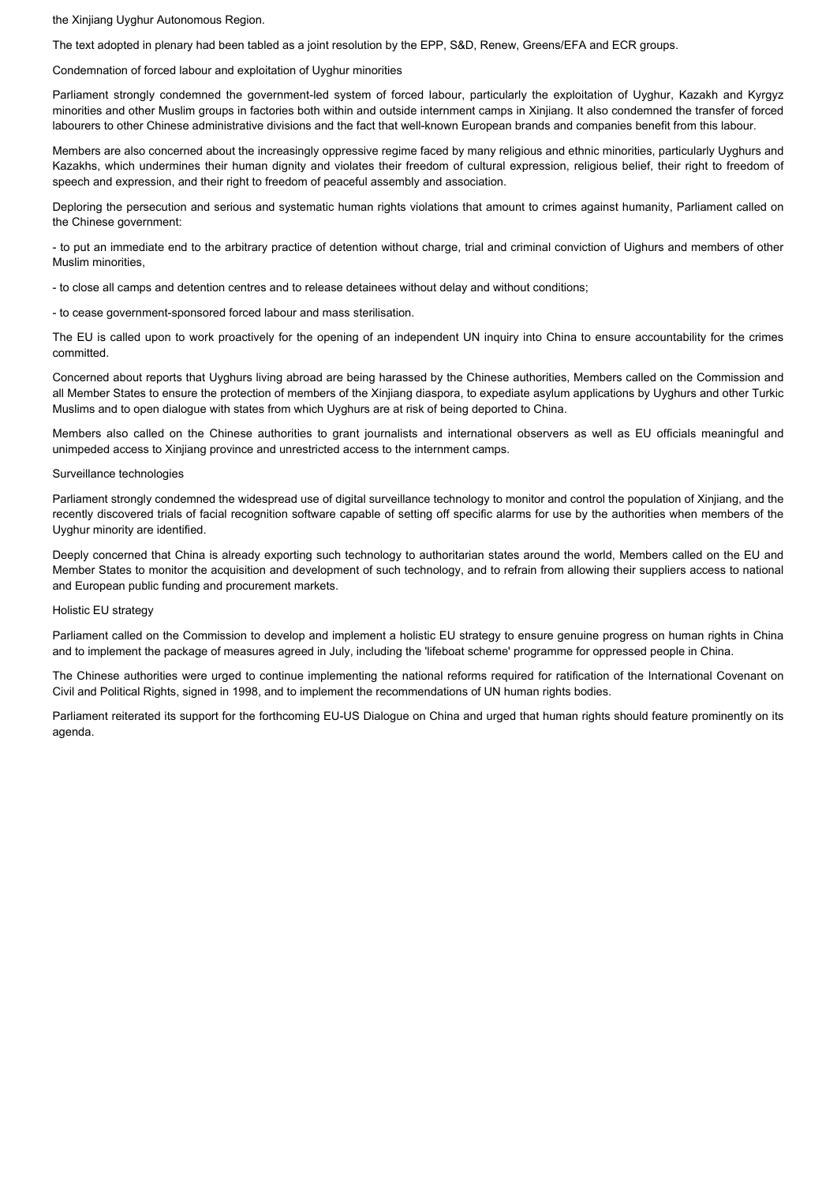the Xinjiang Uyghur Autonomous Region.

The text adopted in plenary had been tabled as a joint resolution by the EPP, S&D, Renew, Greens/EFA and ECR groups.

Condemnation of forced labour and exploitation of Uyghur minorities

Parliament strongly condemned the government-led system of forced labour, particularly the exploitation of Uyghur, Kazakh and Kyrgyz minorities and other Muslim groups in factories both within and outside internment camps in Xinjiang. It also condemned the transfer of forced labourers to other Chinese administrative divisions and the fact that well-known European brands and companies benefit from this labour.

Members are also concerned about the increasingly oppressive regime faced by many religious and ethnic minorities, particularly Uyghurs and Kazakhs, which undermines their human dignity and violates their freedom of cultural expression, religious belief, their right to freedom of speech and expression, and their right to freedom of peaceful assembly and association.

Deploring the persecution and serious and systematic human rights violations that amount to crimes against humanity, Parliament called on the Chinese government:

- to put an immediate end to the arbitrary practice of detention without charge, trial and criminal conviction of Uighurs and members of other Muslim minorities,

- to close all camps and detention centres and to release detainees without delay and without conditions;

- to cease government-sponsored forced labour and mass sterilisation.

The EU is called upon to work proactively for the opening of an independent UN inquiry into China to ensure accountability for the crimes committed.

Concerned about reports that Uyghurs living abroad are being harassed by the Chinese authorities, Members called on the Commission and all Member States to ensure the protection of members of the Xinjiang diaspora, to expediate asylum applications by Uyghurs and other Turkic Muslims and to open dialogue with states from which Uyghurs are at risk of being deported to China.

Members also called on the Chinese authorities to grant journalists and international observers as well as EU officials meaningful and unimpeded access to Xinjiang province and unrestricted access to the internment camps.

Surveillance technologies

Parliament strongly condemned the widespread use of digital surveillance technology to monitor and control the population of Xinjiang, and the recently discovered trials of facial recognition software capable of setting off specific alarms for use by the authorities when members of the Uyghur minority are identified.

Deeply concerned that China is already exporting such technology to authoritarian states around the world, Members called on the EU and Member States to monitor the acquisition and development of such technology, and to refrain from allowing their suppliers access to national and European public funding and procurement markets.

Holistic EU strategy

Parliament called on the Commission to develop and implement a holistic EU strategy to ensure genuine progress on human rights in China and to implement the package of measures agreed in July, including the 'lifeboat scheme' programme for oppressed people in China.

The Chinese authorities were urged to continue implementing the national reforms required for ratification of the International Covenant on Civil and Political Rights, signed in 1998, and to implement the recommendations of UN human rights bodies.

Parliament reiterated its support for the forthcoming EU-US Dialogue on China and urged that human rights should feature prominently on its agenda.